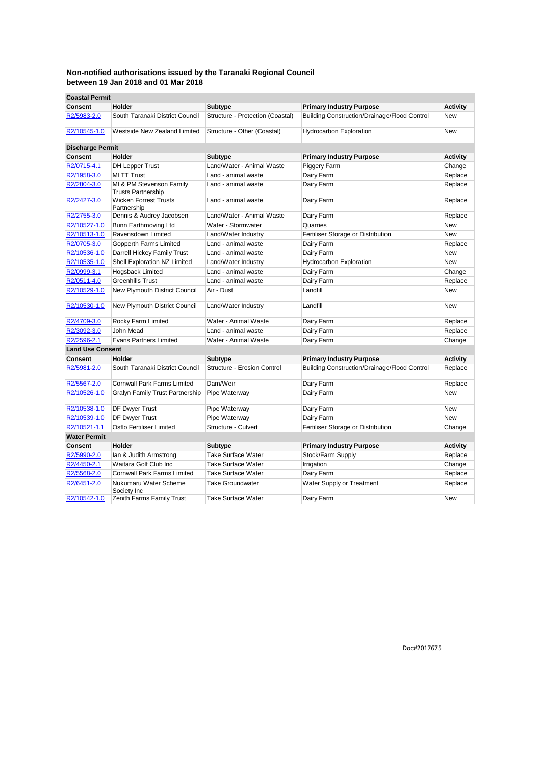**Non-notified authorisations issued by the Taranaki Regional Council between 19 Jan 2018 and 01 Mar 2018**

**Coastal Permit**

| Consent | Holder | Subtype | Primary Industry Purpose | Activity |
|---|---|---|---|---|
| R2/5983-2.0 | South Taranaki District Council | Structure - Protection (Coastal) | Building Construction/Drainage/Flood Control | New |
| R2/10545-1.0 | Westside New Zealand Limited | Structure - Other (Coastal) | Hydrocarbon Exploration | New |

**Discharge Permit**

| Consent | Holder | Subtype | Primary Industry Purpose | Activity |
|---|---|---|---|---|
| R2/0715-4.1 | DH Lepper Trust | Land/Water - Animal Waste | Piggery Farm | Change |
| R2/1958-3.0 | MLTT Trust | Land - animal waste | Dairy Farm | Replace |
| R2/2804-3.0 | MI & PM Stevenson Family Trusts Partnership | Land - animal waste | Dairy Farm | Replace |
| R2/2427-3.0 | Wicken Forrest Trusts Partnership | Land - animal waste | Dairy Farm | Replace |
| R2/2755-3.0 | Dennis & Audrey Jacobsen | Land/Water - Animal Waste | Dairy Farm | Replace |
| R2/10527-1.0 | Bunn Earthmoving Ltd | Water - Stormwater | Quarries | New |
| R2/10513-1.0 | Ravensdown Limited | Land/Water Industry | Fertiliser Storage or Distribution | New |
| R2/0705-3.0 | Gopperth Farms Limited | Land - animal waste | Dairy Farm | Replace |
| R2/10536-1.0 | Darrell Hickey Family Trust | Land - animal waste | Dairy Farm | New |
| R2/10535-1.0 | Shell Exploration NZ Limited | Land/Water Industry | Hydrocarbon Exploration | New |
| R2/0999-3.1 | Hogsback Limited | Land - animal waste | Dairy Farm | Change |
| R2/0511-4.0 | Greenhills Trust | Land - animal waste | Dairy Farm | Replace |
| R2/10529-1.0 | New Plymouth District Council | Air - Dust | Landfill | New |
| R2/10530-1.0 | New Plymouth District Council | Land/Water Industry | Landfill | New |
| R2/4709-3.0 | Rocky Farm Limited | Water - Animal Waste | Dairy Farm | Replace |
| R2/3092-3.0 | John Mead | Land - animal waste | Dairy Farm | Replace |
| R2/2596-2.1 | Evans Partners Limited | Water - Animal Waste | Dairy Farm | Change |

**Land Use Consent**

| Consent | Holder | Subtype | Primary Industry Purpose | Activity |
|---|---|---|---|---|
| R2/5981-2.0 | South Taranaki District Council | Structure - Erosion Control | Building Construction/Drainage/Flood Control | Replace |
| R2/5567-2.0 | Cornwall Park Farms Limited | Dam/Weir | Dairy Farm | Replace |
| R2/10526-1.0 | Gralyn Family Trust Partnership | Pipe Waterway | Dairy Farm | New |
| R2/10538-1.0 | DF Dwyer Trust | Pipe Waterway | Dairy Farm | New |
| R2/10539-1.0 | DF Dwyer Trust | Pipe Waterway | Dairy Farm | New |
| R2/10521-1.1 | Osflo Fertiliser Limited | Structure - Culvert | Fertiliser Storage or Distribution | Change |

**Water Permit**

| Consent | Holder | Subtype | Primary Industry Purpose | Activity |
|---|---|---|---|---|
| R2/5990-2.0 | Ian & Judith Armstrong | Take Surface Water | Stock/Farm Supply | Replace |
| R2/4450-2.1 | Waitara Golf Club Inc | Take Surface Water | Irrigation | Change |
| R2/5568-2.0 | Cornwall Park Farms Limited | Take Surface Water | Dairy Farm | Replace |
| R2/6451-2.0 | Nukumaru Water Scheme Society Inc | Take Groundwater | Water Supply or Treatment | Replace |
| R2/10542-1.0 | Zenith Farms Family Trust | Take Surface Water | Dairy Farm | New |

Doc#2017675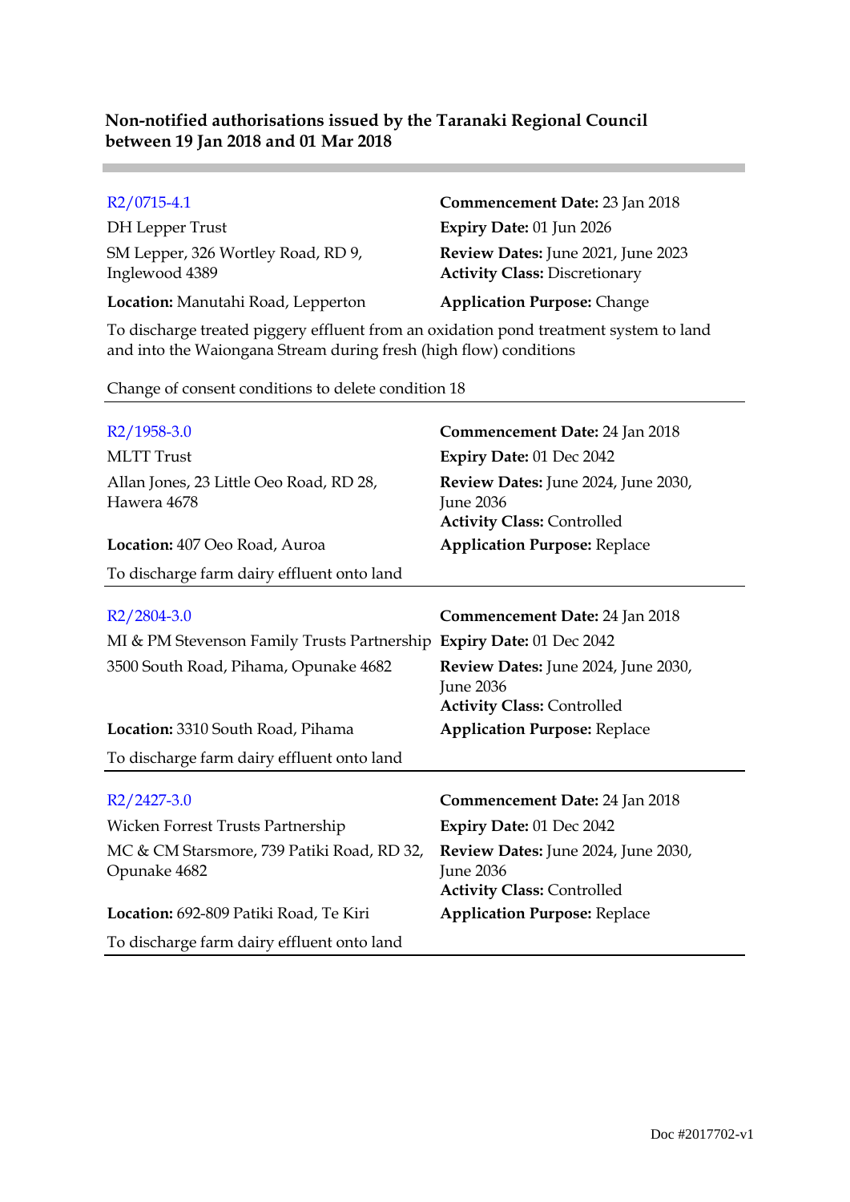**Non-notified authorisations issued by the Taranaki Regional Council between 19 Jan 2018 and 01 Mar 2018**

---

R2/0715-4.1
DH Lepper Trust
SM Lepper, 326 Wortley Road, RD 9, Inglewood 4389
**Location:** Manutahi Road, Lepperton

**Commencement Date:** 23 Jan 2018
**Expiry Date:** 01 Jun 2026
**Review Dates:** June 2021, June 2023
**Activity Class:** Discretionary
**Application Purpose:** Change

To discharge treated piggery effluent from an oxidation pond treatment system to land and into the Waiongana Stream during fresh (high flow) conditions

Change of consent conditions to delete condition 18

---

R2/1958-3.0
MLTT Trust
Allan Jones, 23 Little Oeo Road, RD 28, Hawera 4678
**Location:** 407 Oeo Road, Auroa

**Commencement Date:** 24 Jan 2018
**Expiry Date:** 01 Dec 2042
**Review Dates:** June 2024, June 2030, June 2036
**Activity Class:** Controlled
**Application Purpose:** Replace

To discharge farm dairy effluent onto land

---

R2/2804-3.0
MI & PM Stevenson Family Trusts Partnership
3500 South Road, Pihama, Opunake 4682
**Location:** 3310 South Road, Pihama

**Commencement Date:** 24 Jan 2018
**Expiry Date:** 01 Dec 2042
**Review Dates:** June 2024, June 2030, June 2036
**Activity Class:** Controlled
**Application Purpose:** Replace

To discharge farm dairy effluent onto land

---

R2/2427-3.0
Wicken Forrest Trusts Partnership
MC & CM Starsmore, 739 Patiki Road, RD 32, Opunake 4682
**Location:** 692-809 Patiki Road, Te Kiri

**Commencement Date:** 24 Jan 2018
**Expiry Date:** 01 Dec 2042
**Review Dates:** June 2024, June 2030, June 2036
**Activity Class:** Controlled
**Application Purpose:** Replace

To discharge farm dairy effluent onto land

---

Doc #2017702-v1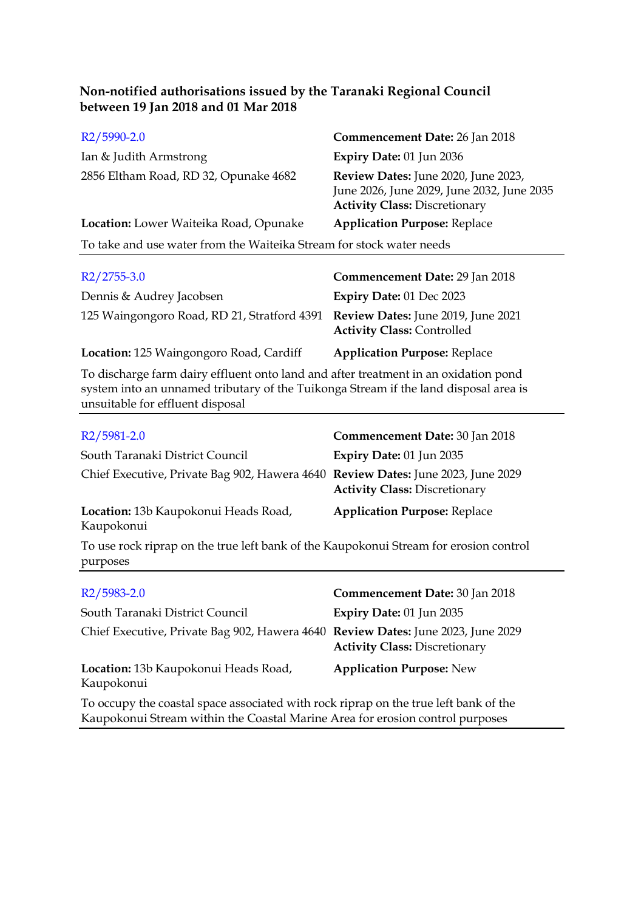**Non-notified authorisations issued by the Taranaki Regional Council between 19 Jan 2018 and 01 Mar 2018**

| | |
|---|---|
| R2/5990-2.0 | **Commencement Date:** 26 Jan 2018 |
| Ian & Judith Armstrong | **Expiry Date:** 01 Jun 2036 |
| 2856 Eltham Road, RD 32, Opunake 4682 | **Review Dates:** June 2020, June 2023, June 2026, June 2029, June 2032, June 2035<br>**Activity Class:** Discretionary |
| **Location:** Lower Waiteika Road, Opunake | **Application Purpose:** Replace |

To take and use water from the Waiteika Stream for stock water needs

---

| | |
|---|---|
| R2/2755-3.0 | **Commencement Date:** 29 Jan 2018 |
| Dennis & Audrey Jacobsen | **Expiry Date:** 01 Dec 2023 |
| 125 Waingongoro Road, RD 21, Stratford 4391 | **Review Dates:** June 2019, June 2021<br>**Activity Class:** Controlled |
| **Location:** 125 Waingongoro Road, Cardiff | **Application Purpose:** Replace |

To discharge farm dairy effluent onto land and after treatment in an oxidation pond system into an unnamed tributary of the Tuikonga Stream if the land disposal area is unsuitable for effluent disposal

---

| | |
|---|---|
| R2/5981-2.0 | **Commencement Date:** 30 Jan 2018 |
| South Taranaki District Council | **Expiry Date:** 01 Jun 2035 |
| Chief Executive, Private Bag 902, Hawera 4640 | **Review Dates:** June 2023, June 2029<br>**Activity Class:** Discretionary |
| **Location:** 13b Kaupokonui Heads Road, Kaupokonui | **Application Purpose:** Replace |

To use rock riprap on the true left bank of the Kaupokonui Stream for erosion control purposes

---

| | |
|---|---|
| R2/5983-2.0 | **Commencement Date:** 30 Jan 2018 |
| South Taranaki District Council | **Expiry Date:** 01 Jun 2035 |
| Chief Executive, Private Bag 902, Hawera 4640 | **Review Dates:** June 2023, June 2029<br>**Activity Class:** Discretionary |
| **Location:** 13b Kaupokonui Heads Road, Kaupokonui | **Application Purpose:** New |

To occupy the coastal space associated with rock riprap on the true left bank of the Kaupokonui Stream within the Coastal Marine Area for erosion control purposes

---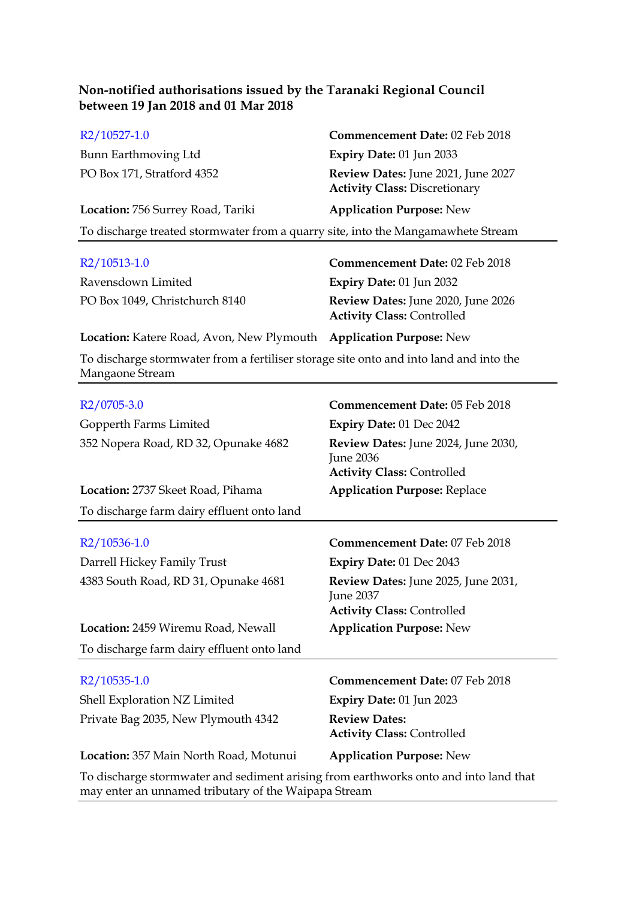**Non-notified authorisations issued by the Taranaki Regional Council between 19 Jan 2018 and 01 Mar 2018**

R2/10527-1.0
Bunn Earthmoving Ltd
PO Box 171, Stratford 4352
**Commencement Date:** 02 Feb 2018
**Expiry Date:** 01 Jun 2033
**Review Dates:** June 2021, June 2027
**Activity Class:** Discretionary
**Location:** 756 Surrey Road, Tariki
**Application Purpose:** New

To discharge treated stormwater from a quarry site, into the Mangamawhete Stream

---

R2/10513-1.0
Ravensdown Limited
PO Box 1049, Christchurch 8140
**Commencement Date:** 02 Feb 2018
**Expiry Date:** 01 Jun 2032
**Review Dates:** June 2020, June 2026
**Activity Class:** Controlled
**Location:** Katere Road, Avon, New Plymouth
**Application Purpose:** New

To discharge stormwater from a fertiliser storage site onto and into land and into the Mangaone Stream

---

R2/0705-3.0
Gopperth Farms Limited
352 Nopera Road, RD 32, Opunake 4682
**Commencement Date:** 05 Feb 2018
**Expiry Date:** 01 Dec 2042
**Review Dates:** June 2024, June 2030, June 2036
**Activity Class:** Controlled
**Location:** 2737 Skeet Road, Pihama
**Application Purpose:** Replace

To discharge farm dairy effluent onto land

---

R2/10536-1.0
Darrell Hickey Family Trust
4383 South Road, RD 31, Opunake 4681
**Commencement Date:** 07 Feb 2018
**Expiry Date:** 01 Dec 2043
**Review Dates:** June 2025, June 2031, June 2037
**Activity Class:** Controlled
**Location:** 2459 Wiremu Road, Newall
**Application Purpose:** New

To discharge farm dairy effluent onto land

---

R2/10535-1.0
Shell Exploration NZ Limited
Private Bag 2035, New Plymouth 4342
**Commencement Date:** 07 Feb 2018
**Expiry Date:** 01 Jun 2023
**Review Dates:**
**Activity Class:** Controlled
**Location:** 357 Main North Road, Motunui
**Application Purpose:** New

To discharge stormwater and sediment arising from earthworks onto and into land that may enter an unnamed tributary of the Waipapa Stream

---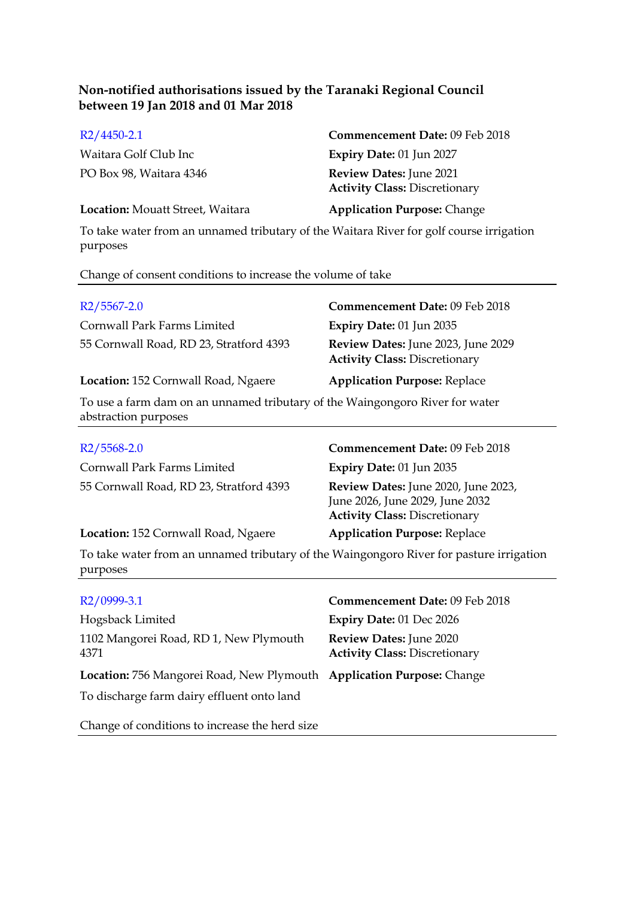## Non-notified authorisations issued by the Taranaki Regional Council between 19 Jan 2018 and 01 Mar 2018

R2/4450-2.1

Waitara Golf Club Inc

PO Box 98, Waitara 4346

**Commencement Date:** 09 Feb 2018

**Expiry Date:** 01 Jun 2027

**Review Dates:** June 2021

**Activity Class:** Discretionary

**Location:** Mouatt Street, Waitara

**Application Purpose:** Change

To take water from an unnamed tributary of the Waitara River for golf course irrigation purposes

Change of consent conditions to increase the volume of take

---

R2/5567-2.0

Cornwall Park Farms Limited

55 Cornwall Road, RD 23, Stratford 4393

**Commencement Date:** 09 Feb 2018

**Expiry Date:** 01 Jun 2035

**Review Dates:** June 2023, June 2029

**Activity Class:** Discretionary

**Location:** 152 Cornwall Road, Ngaere

**Application Purpose:** Replace

To use a farm dam on an unnamed tributary of the Waingongoro River for water abstraction purposes

---

R2/5568-2.0

Cornwall Park Farms Limited

55 Cornwall Road, RD 23, Stratford 4393

**Commencement Date:** 09 Feb 2018

**Expiry Date:** 01 Jun 2035

**Review Dates:** June 2020, June 2023, June 2026, June 2029, June 2032

**Activity Class:** Discretionary

**Location:** 152 Cornwall Road, Ngaere

**Application Purpose:** Replace

To take water from an unnamed tributary of the Waingongoro River for pasture irrigation purposes

---

R2/0999-3.1

Hogsback Limited

1102 Mangorei Road, RD 1, New Plymouth 4371

**Commencement Date:** 09 Feb 2018

**Expiry Date:** 01 Dec 2026

**Review Dates:** June 2020

**Activity Class:** Discretionary

**Location:** 756 Mangorei Road, New Plymouth

**Application Purpose:** Change

To discharge farm dairy effluent onto land

Change of conditions to increase the herd size

---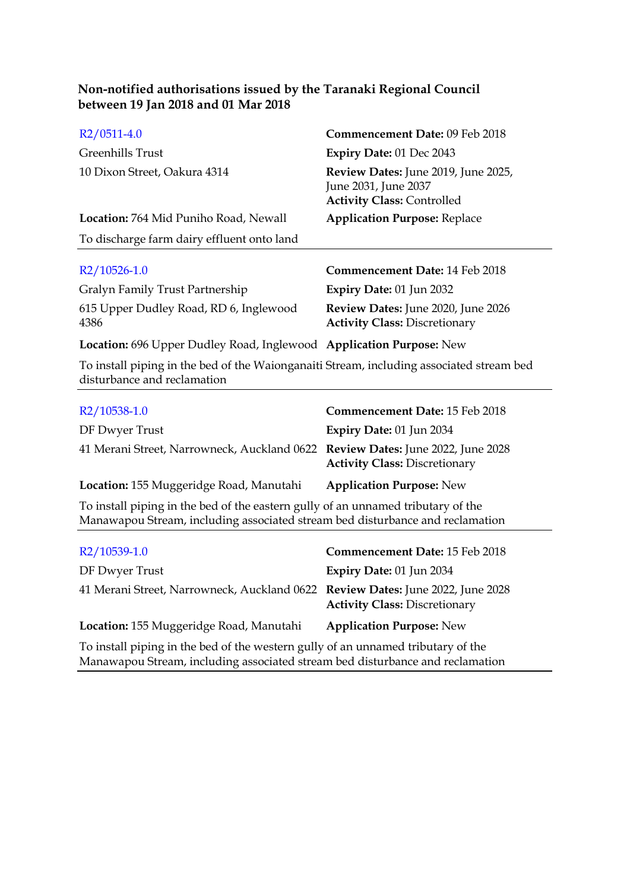**Non-notified authorisations issued by the Taranaki Regional Council between 19 Jan 2018 and 01 Mar 2018**

R2/0511-4.0
Greenhills Trust
10 Dixon Street, Oakura 4314

**Commencement Date:** 09 Feb 2018
**Expiry Date:** 01 Dec 2043
**Review Dates:** June 2019, June 2025, June 2031, June 2037
**Activity Class:** Controlled

**Location:** 764 Mid Puniho Road, Newall
**Application Purpose:** Replace

To discharge farm dairy effluent onto land

---

R2/10526-1.0
Gralyn Family Trust Partnership
615 Upper Dudley Road, RD 6, Inglewood 4386

**Commencement Date:** 14 Feb 2018
**Expiry Date:** 01 Jun 2032
**Review Dates:** June 2020, June 2026
**Activity Class:** Discretionary

**Location:** 696 Upper Dudley Road, Inglewood
**Application Purpose:** New

To install piping in the bed of the Waionganaiti Stream, including associated stream bed disturbance and reclamation

---

R2/10538-1.0
DF Dwyer Trust
41 Merani Street, Narrowneck, Auckland 0622

**Commencement Date:** 15 Feb 2018
**Expiry Date:** 01 Jun 2034
**Review Dates:** June 2022, June 2028
**Activity Class:** Discretionary

**Location:** 155 Muggeridge Road, Manutahi
**Application Purpose:** New

To install piping in the bed of the eastern gully of an unnamed tributary of the Manawapou Stream, including associated stream bed disturbance and reclamation

---

R2/10539-1.0
DF Dwyer Trust
41 Merani Street, Narrowneck, Auckland 0622

**Commencement Date:** 15 Feb 2018
**Expiry Date:** 01 Jun 2034
**Review Dates:** June 2022, June 2028
**Activity Class:** Discretionary

**Location:** 155 Muggeridge Road, Manutahi
**Application Purpose:** New

To install piping in the bed of the western gully of an unnamed tributary of the Manawapou Stream, including associated stream bed disturbance and reclamation

---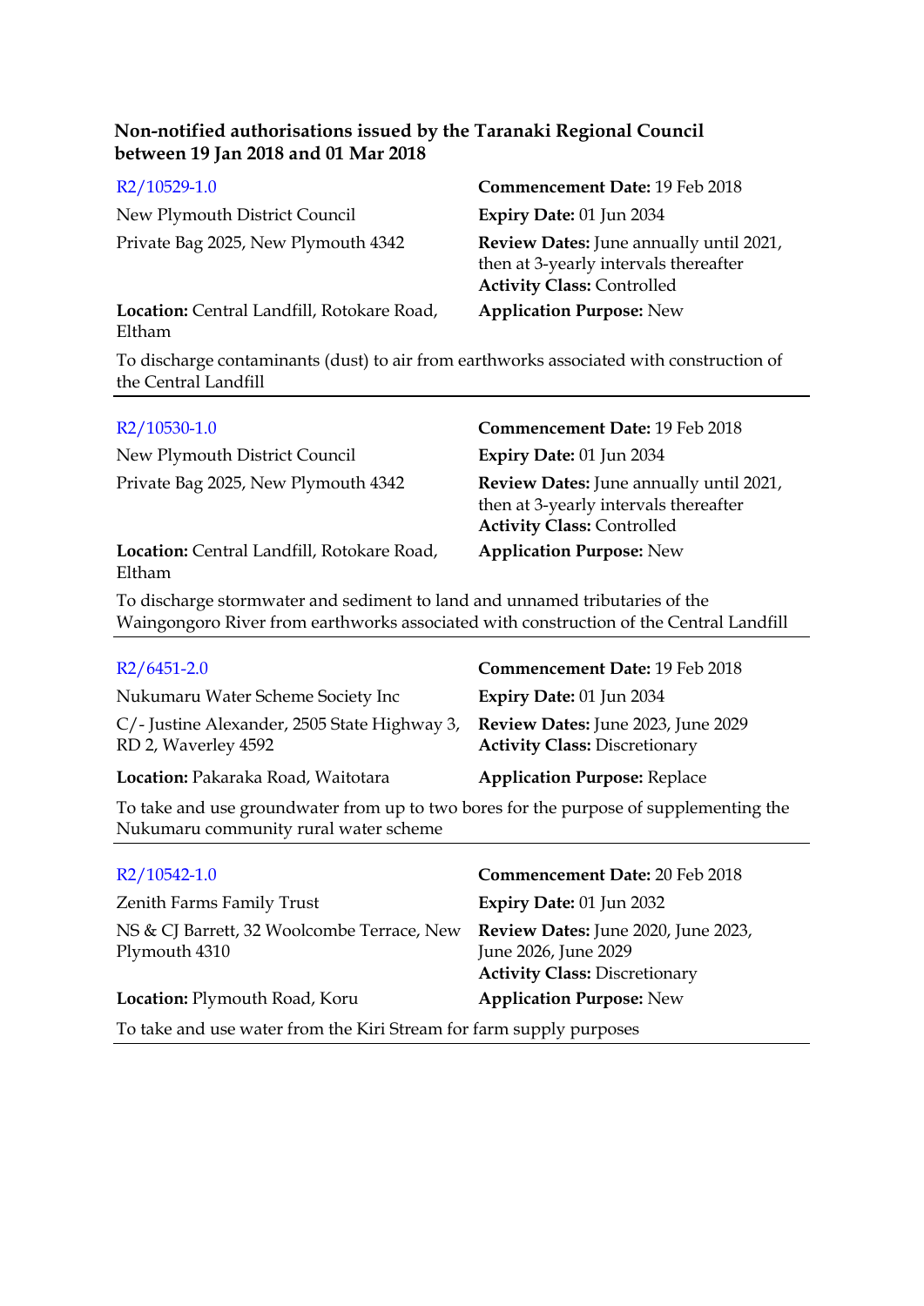**Non-notified authorisations issued by the Taranaki Regional Council between 19 Jan 2018 and 01 Mar 2018**

R2/10529-1.0

New Plymouth District Council

Private Bag 2025, New Plymouth 4342

**Location:** Central Landfill, Rotokare Road, Eltham

**Commencement Date:** 19 Feb 2018

**Expiry Date:** 01 Jun 2034

**Review Dates:** June annually until 2021, then at 3-yearly intervals thereafter

**Activity Class:** Controlled

**Application Purpose:** New

To discharge contaminants (dust) to air from earthworks associated with construction of the Central Landfill

---

R2/10530-1.0

New Plymouth District Council

Private Bag 2025, New Plymouth 4342

**Location:** Central Landfill, Rotokare Road, Eltham

**Commencement Date:** 19 Feb 2018

**Expiry Date:** 01 Jun 2034

**Review Dates:** June annually until 2021, then at 3-yearly intervals thereafter

**Activity Class:** Controlled

**Application Purpose:** New

To discharge stormwater and sediment to land and unnamed tributaries of the Waingongoro River from earthworks associated with construction of the Central Landfill

---

R2/6451-2.0

Nukumaru Water Scheme Society Inc

C/- Justine Alexander, 2505 State Highway 3, RD 2, Waverley 4592

**Location:** Pakaraka Road, Waitotara

**Commencement Date:** 19 Feb 2018

**Expiry Date:** 01 Jun 2034

**Review Dates:** June 2023, June 2029

**Activity Class:** Discretionary

**Application Purpose:** Replace

To take and use groundwater from up to two bores for the purpose of supplementing the Nukumaru community rural water scheme

---

R2/10542-1.0

Zenith Farms Family Trust

NS & CJ Barrett, 32 Woolcombe Terrace, New Plymouth 4310

**Location:** Plymouth Road, Koru

**Commencement Date:** 20 Feb 2018

**Expiry Date:** 01 Jun 2032

**Review Dates:** June 2020, June 2023, June 2026, June 2029

**Activity Class:** Discretionary

**Application Purpose:** New

To take and use water from the Kiri Stream for farm supply purposes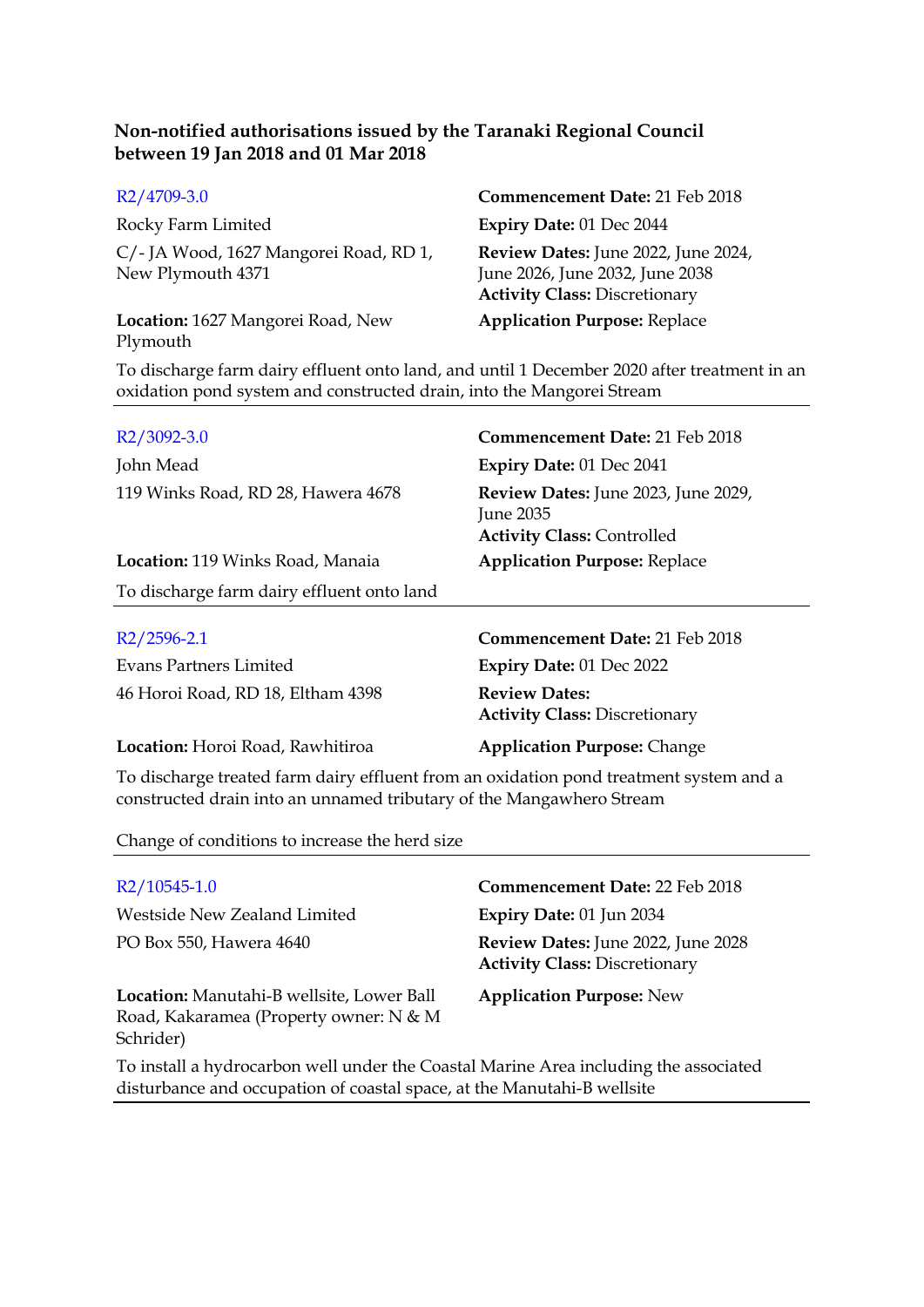**Non-notified authorisations issued by the Taranaki Regional Council between 19 Jan 2018 and 01 Mar 2018**

R2/4709-3.0

Rocky Farm Limited

C/- JA Wood, 1627 Mangorei Road, RD 1, New Plymouth 4371

**Location:** 1627 Mangorei Road, New Plymouth

**Commencement Date:** 21 Feb 2018
**Expiry Date:** 01 Dec 2044
**Review Dates:** June 2022, June 2024, June 2026, June 2032, June 2038
**Activity Class:** Discretionary
**Application Purpose:** Replace

To discharge farm dairy effluent onto land, and until 1 December 2020 after treatment in an oxidation pond system and constructed drain, into the Mangorei Stream

---

R2/3092-3.0

John Mead

119 Winks Road, RD 28, Hawera 4678

**Location:** 119 Winks Road, Manaia

**Commencement Date:** 21 Feb 2018
**Expiry Date:** 01 Dec 2041
**Review Dates:** June 2023, June 2029, June 2035
**Activity Class:** Controlled
**Application Purpose:** Replace

To discharge farm dairy effluent onto land

---

R2/2596-2.1

Evans Partners Limited

46 Horoi Road, RD 18, Eltham 4398

**Location:** Horoi Road, Rawhitiroa

**Commencement Date:** 21 Feb 2018
**Expiry Date:** 01 Dec 2022
**Review Dates:**
**Activity Class:** Discretionary
**Application Purpose:** Change

To discharge treated farm dairy effluent from an oxidation pond treatment system and a constructed drain into an unnamed tributary of the Mangawhero Stream

Change of conditions to increase the herd size

---

R2/10545-1.0

Westside New Zealand Limited

PO Box 550, Hawera 4640

**Location:** Manutahi-B wellsite, Lower Ball Road, Kakaramea (Property owner: N & M Schrider)

**Commencement Date:** 22 Feb 2018
**Expiry Date:** 01 Jun 2034
**Review Dates:** June 2022, June 2028
**Activity Class:** Discretionary
**Application Purpose:** New

To install a hydrocarbon well under the Coastal Marine Area including the associated disturbance and occupation of coastal space, at the Manutahi-B wellsite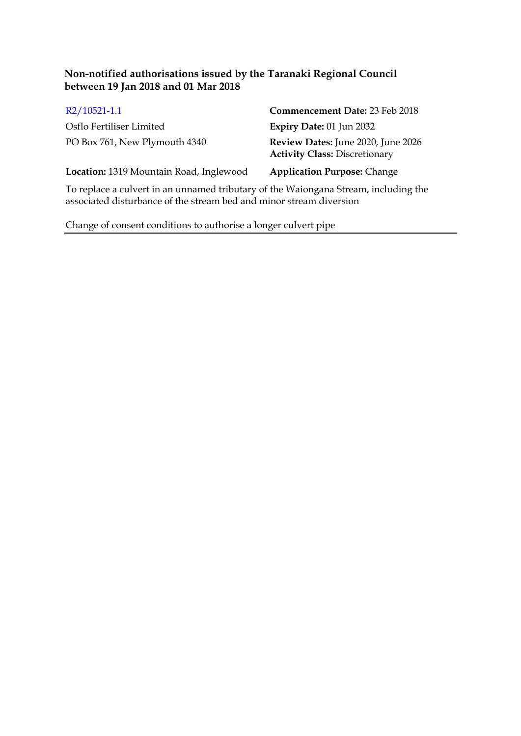**Non-notified authorisations issued by the Taranaki Regional Council between 19 Jan 2018 and 01 Mar 2018**

| | |
|---|---|
| R2/10521-1.1 | **Commencement Date:** 23 Feb 2018 |
| Osflo Fertiliser Limited | **Expiry Date:** 01 Jun 2032 |
| PO Box 761, New Plymouth 4340 | **Review Dates:** June 2020, June 2026<br>**Activity Class:** Discretionary |
| **Location:** 1319 Mountain Road, Inglewood | **Application Purpose:** Change |

To replace a culvert in an unnamed tributary of the Waiongana Stream, including the associated disturbance of the stream bed and minor stream diversion

Change of consent conditions to authorise a longer culvert pipe